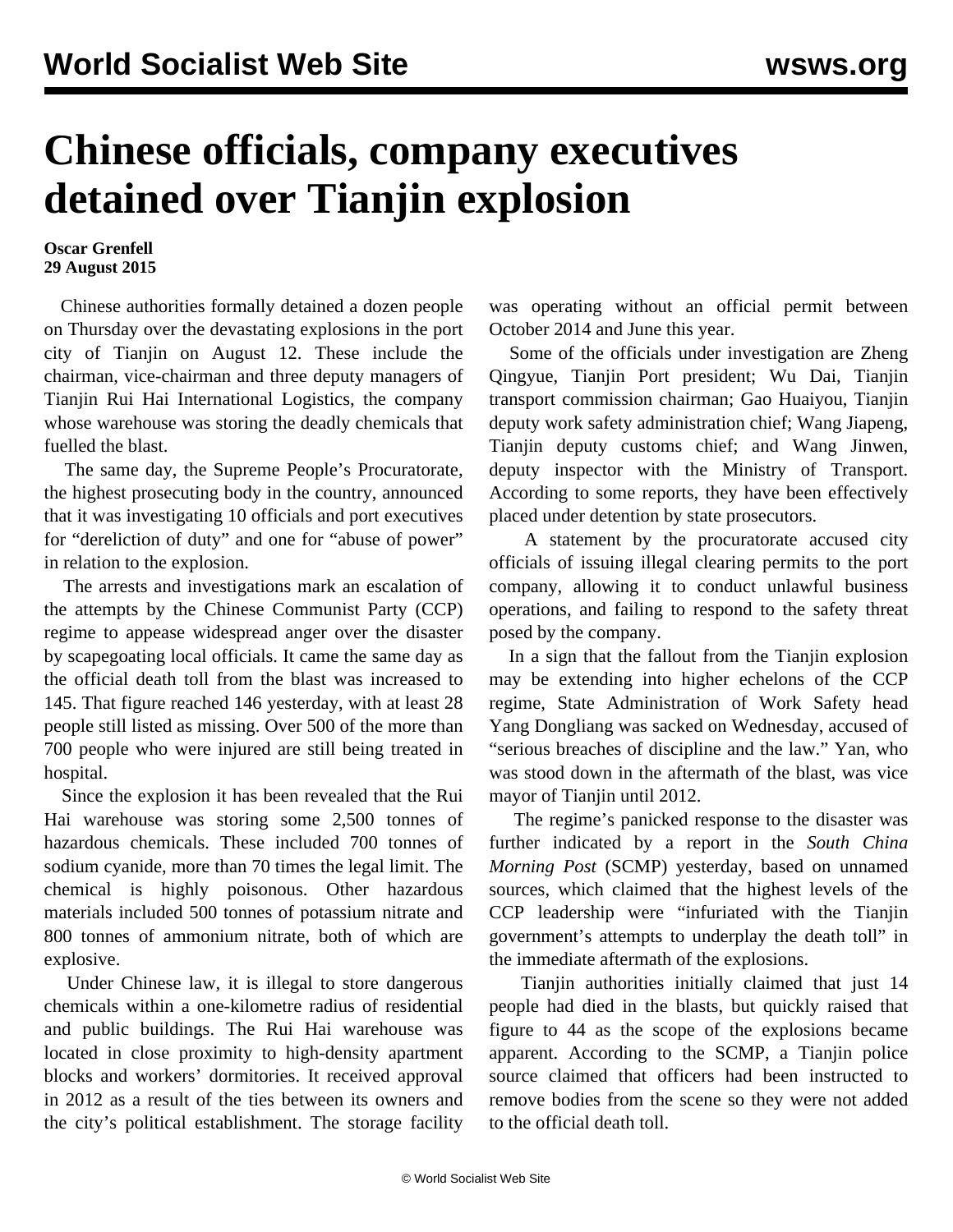# Chinese officials, company executives detained over Tianjin explosion

**Oscar Grenfell**
**29 August 2015**

Chinese authorities formally detained a dozen people on Thursday over the devastating explosions in the port city of Tianjin on August 12. These include the chairman, vice-chairman and three deputy managers of Tianjin Rui Hai International Logistics, the company whose warehouse was storing the deadly chemicals that fuelled the blast.

The same day, the Supreme People's Procuratorate, the highest prosecuting body in the country, announced that it was investigating 10 officials and port executives for "dereliction of duty" and one for "abuse of power" in relation to the explosion.

The arrests and investigations mark an escalation of the attempts by the Chinese Communist Party (CCP) regime to appease widespread anger over the disaster by scapegoating local officials. It came the same day as the official death toll from the blast was increased to 145. That figure reached 146 yesterday, with at least 28 people still listed as missing. Over 500 of the more than 700 people who were injured are still being treated in hospital.

Since the explosion it has been revealed that the Rui Hai warehouse was storing some 2,500 tonnes of hazardous chemicals. These included 700 tonnes of sodium cyanide, more than 70 times the legal limit. The chemical is highly poisonous. Other hazardous materials included 500 tonnes of potassium nitrate and 800 tonnes of ammonium nitrate, both of which are explosive.

Under Chinese law, it is illegal to store dangerous chemicals within a one-kilometre radius of residential and public buildings. The Rui Hai warehouse was located in close proximity to high-density apartment blocks and workers' dormitories. It received approval in 2012 as a result of the ties between its owners and the city's political establishment. The storage facility was operating without an official permit between October 2014 and June this year.

Some of the officials under investigation are Zheng Qingyue, Tianjin Port president; Wu Dai, Tianjin transport commission chairman; Gao Huaiyou, Tianjin deputy work safety administration chief; Wang Jiapeng, Tianjin deputy customs chief; and Wang Jinwen, deputy inspector with the Ministry of Transport. According to some reports, they have been effectively placed under detention by state prosecutors.

A statement by the procuratorate accused city officials of issuing illegal clearing permits to the port company, allowing it to conduct unlawful business operations, and failing to respond to the safety threat posed by the company.

In a sign that the fallout from the Tianjin explosion may be extending into higher echelons of the CCP regime, State Administration of Work Safety head Yang Dongliang was sacked on Wednesday, accused of "serious breaches of discipline and the law." Yan, who was stood down in the aftermath of the blast, was vice mayor of Tianjin until 2012.

The regime's panicked response to the disaster was further indicated by a report in the *South China Morning Post* (SCMP) yesterday, based on unnamed sources, which claimed that the highest levels of the CCP leadership were "infuriated with the Tianjin government's attempts to underplay the death toll" in the immediate aftermath of the explosions.

Tianjin authorities initially claimed that just 14 people had died in the blasts, but quickly raised that figure to 44 as the scope of the explosions became apparent. According to the SCMP, a Tianjin police source claimed that officers had been instructed to remove bodies from the scene so they were not added to the official death toll.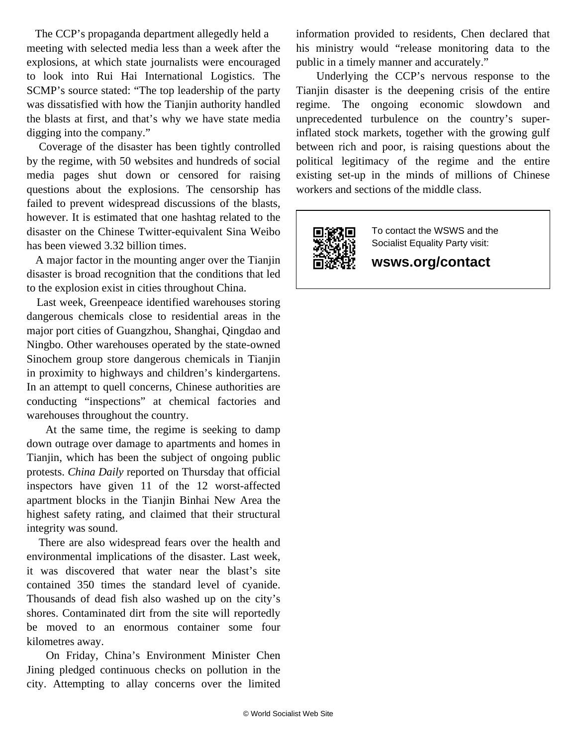The CCP's propaganda department allegedly held a meeting with selected media less than a week after the explosions, at which state journalists were encouraged to look into Rui Hai International Logistics. The SCMP's source stated: "The top leadership of the party was dissatisfied with how the Tianjin authority handled the blasts at first, and that's why we have state media digging into the company."

Coverage of the disaster has been tightly controlled by the regime, with 50 websites and hundreds of social media pages shut down or censored for raising questions about the explosions. The censorship has failed to prevent widespread discussions of the blasts, however. It is estimated that one hashtag related to the disaster on the Chinese Twitter-equivalent Sina Weibo has been viewed 3.32 billion times.

A major factor in the mounting anger over the Tianjin disaster is broad recognition that the conditions that led to the explosion exist in cities throughout China.

Last week, Greenpeace identified warehouses storing dangerous chemicals close to residential areas in the major port cities of Guangzhou, Shanghai, Qingdao and Ningbo. Other warehouses operated by the state-owned Sinochem group store dangerous chemicals in Tianjin in proximity to highways and children's kindergartens. In an attempt to quell concerns, Chinese authorities are conducting "inspections" at chemical factories and warehouses throughout the country.

At the same time, the regime is seeking to damp down outrage over damage to apartments and homes in Tianjin, which has been the subject of ongoing public protests. *China Daily* reported on Thursday that official inspectors have given 11 of the 12 worst-affected apartment blocks in the Tianjin Binhai New Area the highest safety rating, and claimed that their structural integrity was sound.

There are also widespread fears over the health and environmental implications of the disaster. Last week, it was discovered that water near the blast's site contained 350 times the standard level of cyanide. Thousands of dead fish also washed up on the city's shores. Contaminated dirt from the site will reportedly be moved to an enormous container some four kilometres away.

On Friday, China's Environment Minister Chen Jining pledged continuous checks on pollution in the city. Attempting to allay concerns over the limited information provided to residents, Chen declared that his ministry would "release monitoring data to the public in a timely manner and accurately."

Underlying the CCP's nervous response to the Tianjin disaster is the deepening crisis of the entire regime. The ongoing economic slowdown and unprecedented turbulence on the country's super-inflated stock markets, together with the growing gulf between rich and poor, is raising questions about the political legitimacy of the regime and the entire existing set-up in the minds of millions of Chinese workers and sections of the middle class.

To contact the WSWS and the Socialist Equality Party visit:

**wsws.org/contact**